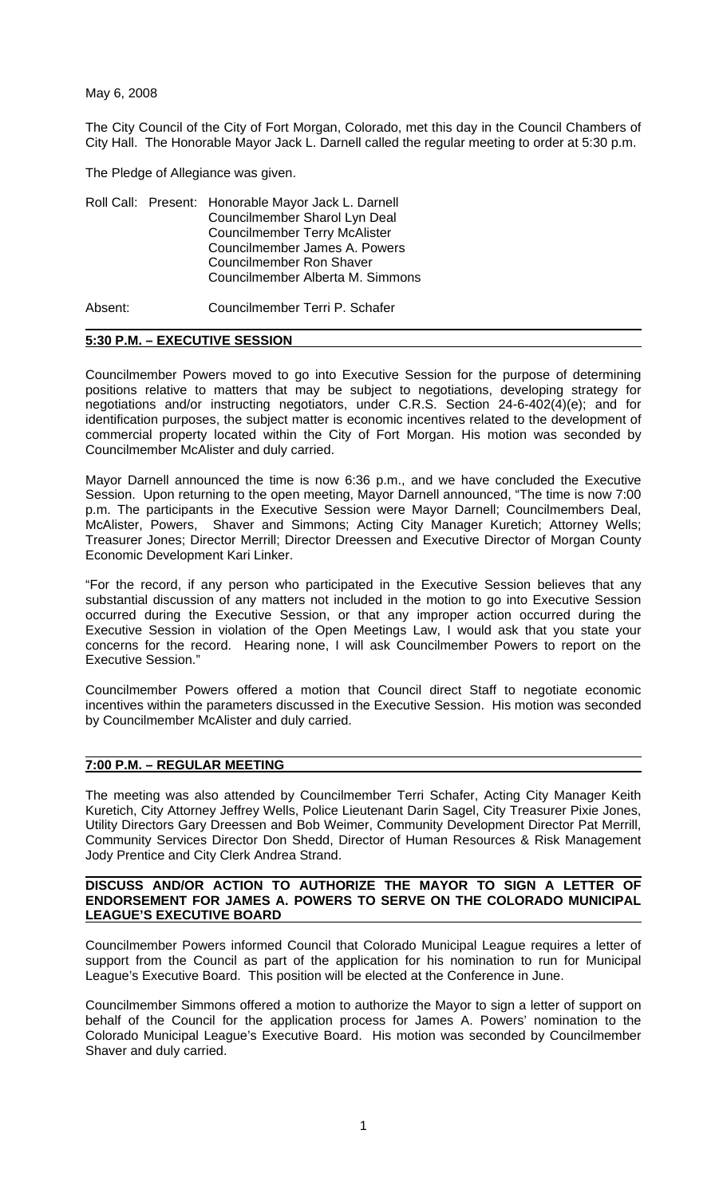May 6, 2008

The City Council of the City of Fort Morgan, Colorado, met this day in the Council Chambers of City Hall. The Honorable Mayor Jack L. Darnell called the regular meeting to order at 5:30 p.m.

The Pledge of Allegiance was given.

Roll Call: Present: Honorable Mayor Jack L. Darnell
Councilmember Sharol Lyn Deal
Councilmember Terry McAlister
Councilmember James A. Powers
Councilmember Ron Shaver
Councilmember Alberta M. Simmons

Absent: Councilmember Terri P. Schafer

## 5:30 P.M. – EXECUTIVE SESSION

Councilmember Powers moved to go into Executive Session for the purpose of determining positions relative to matters that may be subject to negotiations, developing strategy for negotiations and/or instructing negotiators, under C.R.S. Section 24-6-402(4)(e); and for identification purposes, the subject matter is economic incentives related to the development of commercial property located within the City of Fort Morgan. His motion was seconded by Councilmember McAlister and duly carried.

Mayor Darnell announced the time is now 6:36 p.m., and we have concluded the Executive Session. Upon returning to the open meeting, Mayor Darnell announced, "The time is now 7:00 p.m. The participants in the Executive Session were Mayor Darnell; Councilmembers Deal, McAlister, Powers, Shaver and Simmons; Acting City Manager Kuretich; Attorney Wells; Treasurer Jones; Director Merrill; Director Dreessen and Executive Director of Morgan County Economic Development Kari Linker.

"For the record, if any person who participated in the Executive Session believes that any substantial discussion of any matters not included in the motion to go into Executive Session occurred during the Executive Session, or that any improper action occurred during the Executive Session in violation of the Open Meetings Law, I would ask that you state your concerns for the record. Hearing none, I will ask Councilmember Powers to report on the Executive Session."

Councilmember Powers offered a motion that Council direct Staff to negotiate economic incentives within the parameters discussed in the Executive Session. His motion was seconded by Councilmember McAlister and duly carried.

## 7:00 P.M. – REGULAR MEETING

The meeting was also attended by Councilmember Terri Schafer, Acting City Manager Keith Kuretich, City Attorney Jeffrey Wells, Police Lieutenant Darin Sagel, City Treasurer Pixie Jones, Utility Directors Gary Dreessen and Bob Weimer, Community Development Director Pat Merrill, Community Services Director Don Shedd, Director of Human Resources & Risk Management Jody Prentice and City Clerk Andrea Strand.

## DISCUSS AND/OR ACTION TO AUTHORIZE THE MAYOR TO SIGN A LETTER OF ENDORSEMENT FOR JAMES A. POWERS TO SERVE ON THE COLORADO MUNICIPAL LEAGUE'S EXECUTIVE BOARD

Councilmember Powers informed Council that Colorado Municipal League requires a letter of support from the Council as part of the application for his nomination to run for Municipal League's Executive Board. This position will be elected at the Conference in June.

Councilmember Simmons offered a motion to authorize the Mayor to sign a letter of support on behalf of the Council for the application process for James A. Powers' nomination to the Colorado Municipal League's Executive Board. His motion was seconded by Councilmember Shaver and duly carried.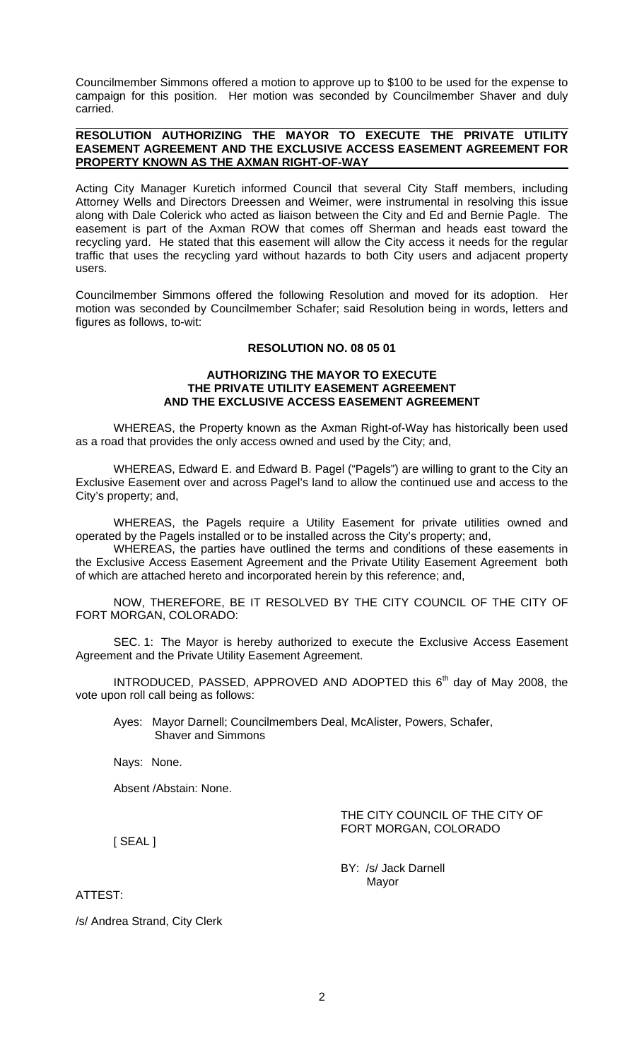Councilmember Simmons offered a motion to approve up to $100 to be used for the expense to campaign for this position. Her motion was seconded by Councilmember Shaver and duly carried.

**RESOLUTION AUTHORIZING THE MAYOR TO EXECUTE THE PRIVATE UTILITY EASEMENT AGREEMENT AND THE EXCLUSIVE ACCESS EASEMENT AGREEMENT FOR PROPERTY KNOWN AS THE AXMAN RIGHT-OF-WAY**

Acting City Manager Kuretich informed Council that several City Staff members, including Attorney Wells and Directors Dreessen and Weimer, were instrumental in resolving this issue along with Dale Colerick who acted as liaison between the City and Ed and Bernie Pagle. The easement is part of the Axman ROW that comes off Sherman and heads east toward the recycling yard. He stated that this easement will allow the City access it needs for the regular traffic that uses the recycling yard without hazards to both City users and adjacent property users.

Councilmember Simmons offered the following Resolution and moved for its adoption. Her motion was seconded by Councilmember Schafer; said Resolution being in words, letters and figures as follows, to-wit:

**RESOLUTION NO. 08 05 01**

**AUTHORIZING THE MAYOR TO EXECUTE THE PRIVATE UTILITY EASEMENT AGREEMENT AND THE EXCLUSIVE ACCESS EASEMENT AGREEMENT**

WHEREAS, the Property known as the Axman Right-of-Way has historically been used as a road that provides the only access owned and used by the City; and,

WHEREAS, Edward E. and Edward B. Pagel ("Pagels") are willing to grant to the City an Exclusive Easement over and across Pagel's land to allow the continued use and access to the City's property; and,

WHEREAS, the Pagels require a Utility Easement for private utilities owned and operated by the Pagels installed or to be installed across the City's property; and,

WHEREAS, the parties have outlined the terms and conditions of these easements in the Exclusive Access Easement Agreement and the Private Utility Easement Agreement both of which are attached hereto and incorporated herein by this reference; and,

NOW, THEREFORE, BE IT RESOLVED BY THE CITY COUNCIL OF THE CITY OF FORT MORGAN, COLORADO:

SEC. 1: The Mayor is hereby authorized to execute the Exclusive Access Easement Agreement and the Private Utility Easement Agreement.

INTRODUCED, PASSED, APPROVED AND ADOPTED this 6th day of May 2008, the vote upon roll call being as follows:

Ayes: Mayor Darnell; Councilmembers Deal, McAlister, Powers, Schafer, Shaver and Simmons

Nays: None.

Absent /Abstain: None.

THE CITY COUNCIL OF THE CITY OF FORT MORGAN, COLORADO

[ SEAL ]

BY: /s/ Jack Darnell
Mayor

ATTEST:

/s/ Andrea Strand, City Clerk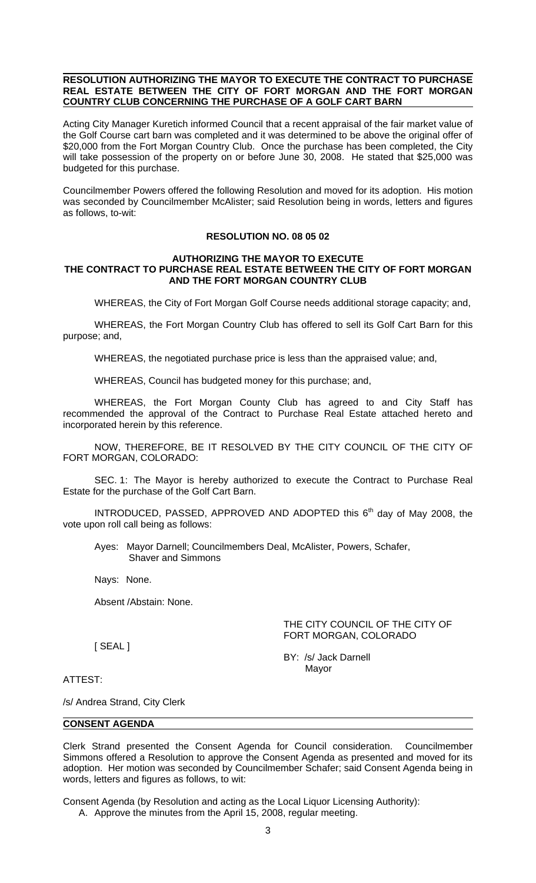**RESOLUTION AUTHORIZING THE MAYOR TO EXECUTE THE CONTRACT TO PURCHASE REAL ESTATE BETWEEN THE CITY OF FORT MORGAN AND THE FORT MORGAN COUNTRY CLUB CONCERNING THE PURCHASE OF A GOLF CART BARN**

Acting City Manager Kuretich informed Council that a recent appraisal of the fair market value of the Golf Course cart barn was completed and it was determined to be above the original offer of \$20,000 from the Fort Morgan Country Club. Once the purchase has been completed, the City will take possession of the property on or before June 30, 2008. He stated that \$25,000 was budgeted for this purchase.

Councilmember Powers offered the following Resolution and moved for its adoption. His motion was seconded by Councilmember McAlister; said Resolution being in words, letters and figures as follows, to-wit:

**RESOLUTION NO. 08 05 02**

**AUTHORIZING THE MAYOR TO EXECUTE THE CONTRACT TO PURCHASE REAL ESTATE BETWEEN THE CITY OF FORT MORGAN AND THE FORT MORGAN COUNTRY CLUB**

WHEREAS, the City of Fort Morgan Golf Course needs additional storage capacity; and,

WHEREAS, the Fort Morgan Country Club has offered to sell its Golf Cart Barn for this purpose; and,

WHEREAS, the negotiated purchase price is less than the appraised value; and,

WHEREAS, Council has budgeted money for this purchase; and,

WHEREAS, the Fort Morgan County Club has agreed to and City Staff has recommended the approval of the Contract to Purchase Real Estate attached hereto and incorporated herein by this reference.

NOW, THEREFORE, BE IT RESOLVED BY THE CITY COUNCIL OF THE CITY OF FORT MORGAN, COLORADO:

SEC. 1: The Mayor is hereby authorized to execute the Contract to Purchase Real Estate for the purchase of the Golf Cart Barn.

INTRODUCED, PASSED, APPROVED AND ADOPTED this 6th day of May 2008, the vote upon roll call being as follows:

Ayes: Mayor Darnell; Councilmembers Deal, McAlister, Powers, Schafer, Shaver and Simmons

Nays: None.

Absent /Abstain: None.

THE CITY COUNCIL OF THE CITY OF FORT MORGAN, COLORADO

[ SEAL ]

BY: /s/ Jack Darnell
Mayor

ATTEST:

/s/ Andrea Strand, City Clerk

**CONSENT AGENDA**

Clerk Strand presented the Consent Agenda for Council consideration. Councilmember Simmons offered a Resolution to approve the Consent Agenda as presented and moved for its adoption. Her motion was seconded by Councilmember Schafer; said Consent Agenda being in words, letters and figures as follows, to wit:

Consent Agenda (by Resolution and acting as the Local Liquor Licensing Authority):

A. Approve the minutes from the April 15, 2008, regular meeting.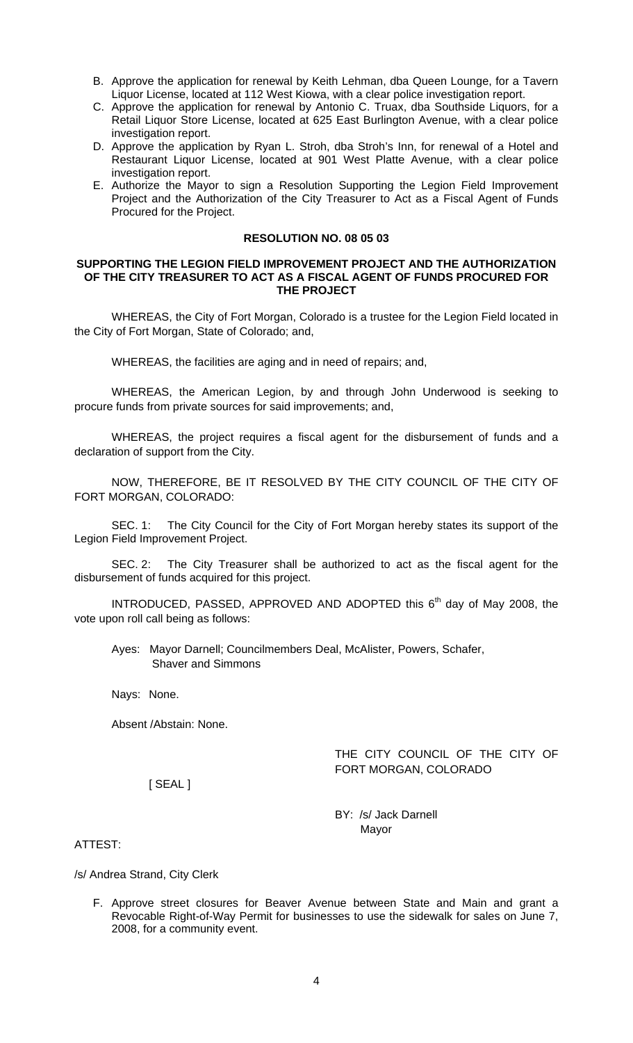B. Approve the application for renewal by Keith Lehman, dba Queen Lounge, for a Tavern Liquor License, located at 112 West Kiowa, with a clear police investigation report.

C. Approve the application for renewal by Antonio C. Truax, dba Southside Liquors, for a Retail Liquor Store License, located at 625 East Burlington Avenue, with a clear police investigation report.

D. Approve the application by Ryan L. Stroh, dba Stroh's Inn, for renewal of a Hotel and Restaurant Liquor License, located at 901 West Platte Avenue, with a clear police investigation report.

E. Authorize the Mayor to sign a Resolution Supporting the Legion Field Improvement Project and the Authorization of the City Treasurer to Act as a Fiscal Agent of Funds Procured for the Project.

**RESOLUTION NO. 08 05 03**

**SUPPORTING THE LEGION FIELD IMPROVEMENT PROJECT AND THE AUTHORIZATION OF THE CITY TREASURER TO ACT AS A FISCAL AGENT OF FUNDS PROCURED FOR THE PROJECT**

WHEREAS, the City of Fort Morgan, Colorado is a trustee for the Legion Field located in the City of Fort Morgan, State of Colorado; and,

WHEREAS, the facilities are aging and in need of repairs; and,

WHEREAS, the American Legion, by and through John Underwood is seeking to procure funds from private sources for said improvements; and,

WHEREAS, the project requires a fiscal agent for the disbursement of funds and a declaration of support from the City.

NOW, THEREFORE, BE IT RESOLVED BY THE CITY COUNCIL OF THE CITY OF FORT MORGAN, COLORADO:

SEC. 1: The City Council for the City of Fort Morgan hereby states its support of the Legion Field Improvement Project.

SEC. 2: The City Treasurer shall be authorized to act as the fiscal agent for the disbursement of funds acquired for this project.

INTRODUCED, PASSED, APPROVED AND ADOPTED this 6th day of May 2008, the vote upon roll call being as follows:

Ayes: Mayor Darnell; Councilmembers Deal, McAlister, Powers, Schafer, Shaver and Simmons

Nays: None.

Absent /Abstain: None.

THE CITY COUNCIL OF THE CITY OF FORT MORGAN, COLORADO

[ SEAL ]

BY: /s/ Jack Darnell
Mayor

ATTEST:

/s/ Andrea Strand, City Clerk

F. Approve street closures for Beaver Avenue between State and Main and grant a Revocable Right-of-Way Permit for businesses to use the sidewalk for sales on June 7, 2008, for a community event.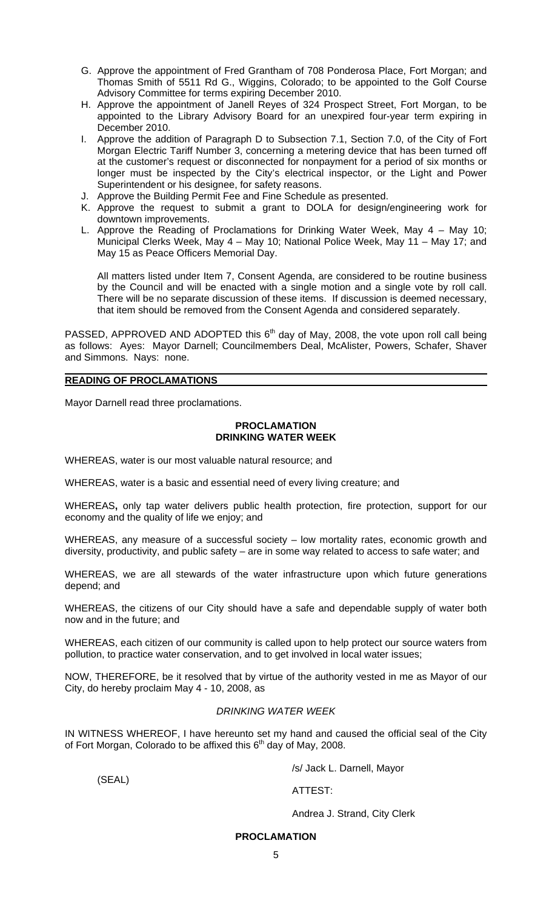G. Approve the appointment of Fred Grantham of 708 Ponderosa Place, Fort Morgan; and Thomas Smith of 5511 Rd G., Wiggins, Colorado; to be appointed to the Golf Course Advisory Committee for terms expiring December 2010.
H. Approve the appointment of Janell Reyes of 324 Prospect Street, Fort Morgan, to be appointed to the Library Advisory Board for an unexpired four-year term expiring in December 2010.
I. Approve the addition of Paragraph D to Subsection 7.1, Section 7.0, of the City of Fort Morgan Electric Tariff Number 3, concerning a metering device that has been turned off at the customer's request or disconnected for nonpayment for a period of six months or longer must be inspected by the City's electrical inspector, or the Light and Power Superintendent or his designee, for safety reasons.
J. Approve the Building Permit Fee and Fine Schedule as presented.
K. Approve the request to submit a grant to DOLA for design/engineering work for downtown improvements.
L. Approve the Reading of Proclamations for Drinking Water Week, May 4 – May 10; Municipal Clerks Week, May 4 – May 10; National Police Week, May 11 – May 17; and May 15 as Peace Officers Memorial Day.

All matters listed under Item 7, Consent Agenda, are considered to be routine business by the Council and will be enacted with a single motion and a single vote by roll call. There will be no separate discussion of these items. If discussion is deemed necessary, that item should be removed from the Consent Agenda and considered separately.

PASSED, APPROVED AND ADOPTED this 6th day of May, 2008, the vote upon roll call being as follows: Ayes: Mayor Darnell; Councilmembers Deal, McAlister, Powers, Schafer, Shaver and Simmons. Nays: none.

## READING OF PROCLAMATIONS

Mayor Darnell read three proclamations.

**PROCLAMATION**
**DRINKING WATER WEEK**

WHEREAS, water is our most valuable natural resource; and

WHEREAS, water is a basic and essential need of every living creature; and

WHEREAS**,** only tap water delivers public health protection, fire protection, support for our economy and the quality of life we enjoy; and

WHEREAS, any measure of a successful society – low mortality rates, economic growth and diversity, productivity, and public safety – are in some way related to access to safe water; and

WHEREAS, we are all stewards of the water infrastructure upon which future generations depend; and

WHEREAS, the citizens of our City should have a safe and dependable supply of water both now and in the future; and

WHEREAS, each citizen of our community is called upon to help protect our source waters from pollution, to practice water conservation, and to get involved in local water issues;

NOW, THEREFORE, be it resolved that by virtue of the authority vested in me as Mayor of our City, do hereby proclaim May 4 - 10, 2008, as

*DRINKING WATER WEEK*

IN WITNESS WHEREOF, I have hereunto set my hand and caused the official seal of the City of Fort Morgan, Colorado to be affixed this 6th day of May, 2008.

/s/ Jack L. Darnell, Mayor

(SEAL)

ATTEST:

Andrea J. Strand, City Clerk

**PROCLAMATION**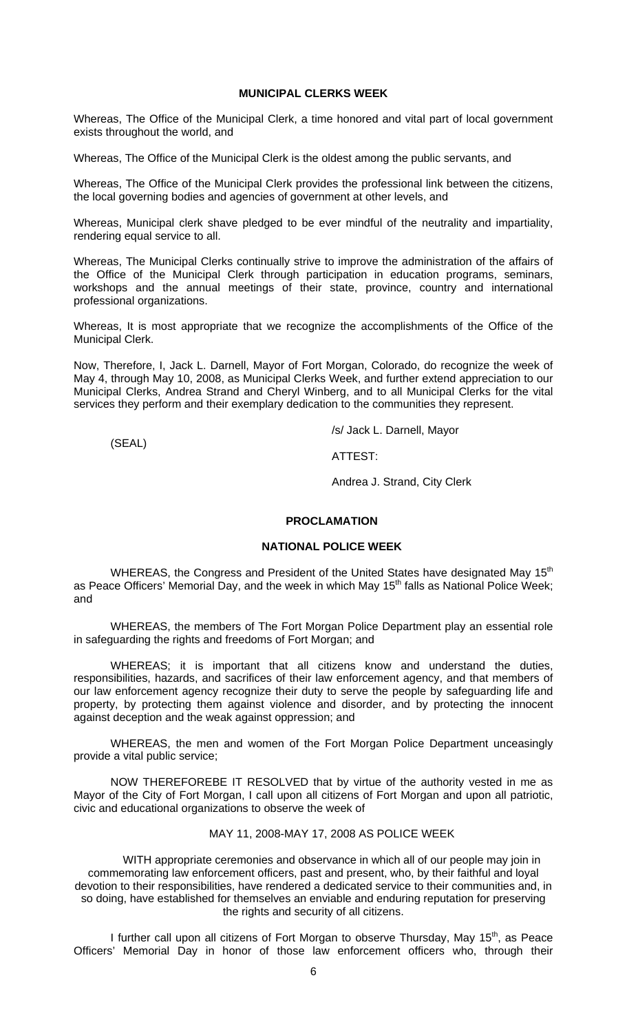**MUNICIPAL CLERKS WEEK**

Whereas, The Office of the Municipal Clerk, a time honored and vital part of local government exists throughout the world, and

Whereas, The Office of the Municipal Clerk is the oldest among the public servants, and

Whereas, The Office of the Municipal Clerk provides the professional link between the citizens, the local governing bodies and agencies of government at other levels, and

Whereas, Municipal clerk shave pledged to be ever mindful of the neutrality and impartiality, rendering equal service to all.

Whereas, The Municipal Clerks continually strive to improve the administration of the affairs of the Office of the Municipal Clerk through participation in education programs, seminars, workshops and the annual meetings of their state, province, country and international professional organizations.

Whereas, It is most appropriate that we recognize the accomplishments of the Office of the Municipal Clerk.

Now, Therefore, I, Jack L. Darnell, Mayor of Fort Morgan, Colorado, do recognize the week of May 4, through May 10, 2008, as Municipal Clerks Week, and further extend appreciation to our Municipal Clerks, Andrea Strand and Cheryl Winberg, and to all Municipal Clerks for the vital services they perform and their exemplary dedication to the communities they represent.

/s/ Jack L. Darnell, Mayor

(SEAL)

ATTEST:

Andrea J. Strand, City Clerk

**PROCLAMATION**

**NATIONAL POLICE WEEK**

WHEREAS, the Congress and President of the United States have designated May 15th as Peace Officers' Memorial Day, and the week in which May 15th falls as National Police Week; and

WHEREAS, the members of The Fort Morgan Police Department play an essential role in safeguarding the rights and freedoms of Fort Morgan; and

WHEREAS; it is important that all citizens know and understand the duties, responsibilities, hazards, and sacrifices of their law enforcement agency, and that members of our law enforcement agency recognize their duty to serve the people by safeguarding life and property, by protecting them against violence and disorder, and by protecting the innocent against deception and the weak against oppression; and

WHEREAS, the men and women of the Fort Morgan Police Department unceasingly provide a vital public service;

NOW THEREFOREBE IT RESOLVED that by virtue of the authority vested in me as Mayor of the City of Fort Morgan, I call upon all citizens of Fort Morgan and upon all patriotic, civic and educational organizations to observe the week of

MAY 11, 2008-MAY 17, 2008 AS POLICE WEEK

WITH appropriate ceremonies and observance in which all of our people may join in commemorating law enforcement officers, past and present, who, by their faithful and loyal devotion to their responsibilities, have rendered a dedicated service to their communities and, in so doing, have established for themselves an enviable and enduring reputation for preserving the rights and security of all citizens.

I further call upon all citizens of Fort Morgan to observe Thursday, May 15th, as Peace Officers' Memorial Day in honor of those law enforcement officers who, through their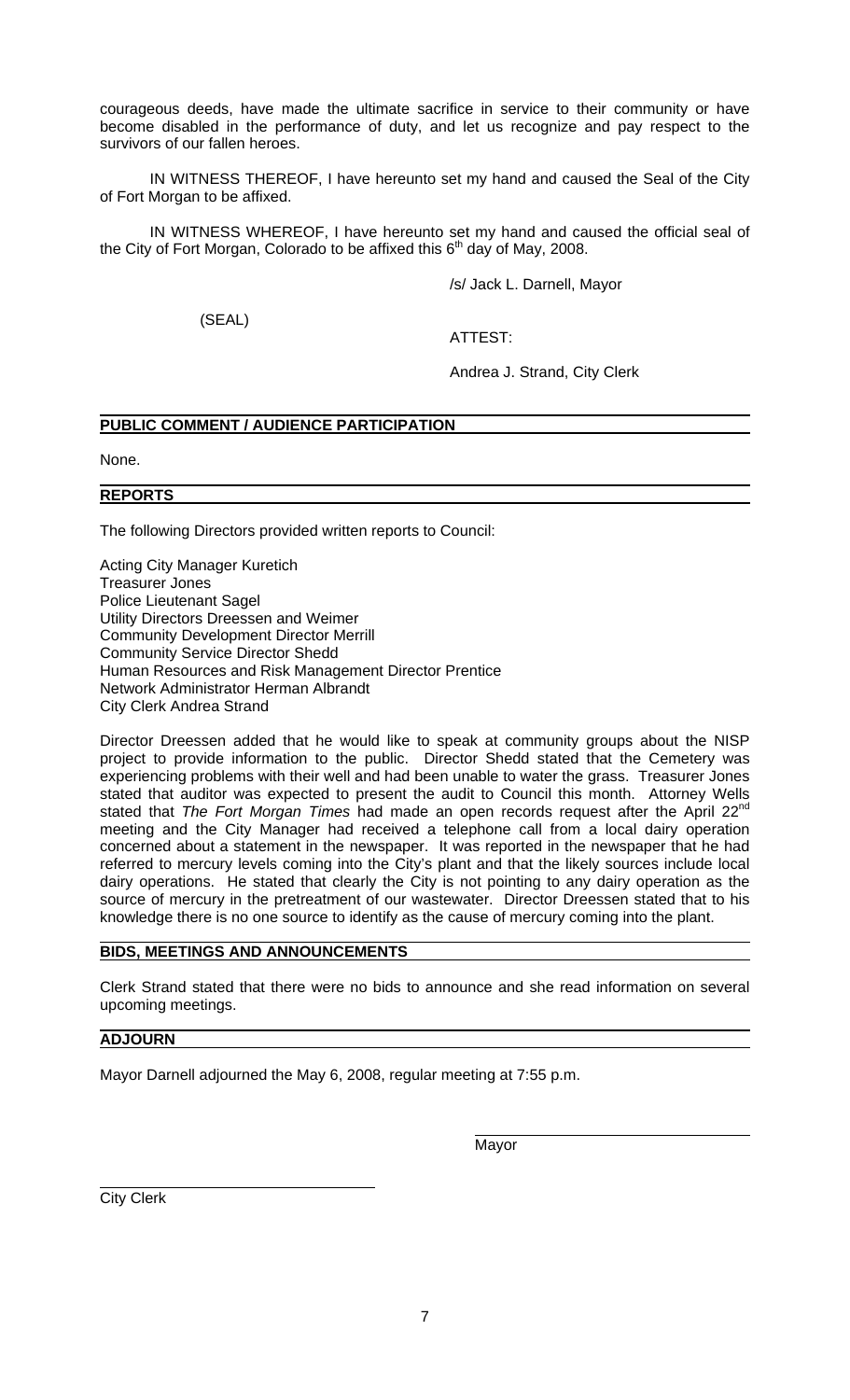courageous deeds, have made the ultimate sacrifice in service to their community or have become disabled in the performance of duty, and let us recognize and pay respect to the survivors of our fallen heroes.

IN WITNESS THEREOF, I have hereunto set my hand and caused the Seal of the City of Fort Morgan to be affixed.

IN WITNESS WHEREOF, I have hereunto set my hand and caused the official seal of the City of Fort Morgan, Colorado to be affixed this 6th day of May, 2008.

/s/ Jack L. Darnell, Mayor

(SEAL)

ATTEST:

Andrea J. Strand, City Clerk

## PUBLIC COMMENT / AUDIENCE PARTICIPATION

None.

## REPORTS

The following Directors provided written reports to Council:

Acting City Manager Kuretich
Treasurer Jones
Police Lieutenant Sagel
Utility Directors Dreessen and Weimer
Community Development Director Merrill
Community Service Director Shedd
Human Resources and Risk Management Director Prentice
Network Administrator Herman Albrandt
City Clerk Andrea Strand

Director Dreessen added that he would like to speak at community groups about the NISP project to provide information to the public. Director Shedd stated that the Cemetery was experiencing problems with their well and had been unable to water the grass. Treasurer Jones stated that auditor was expected to present the audit to Council this month. Attorney Wells stated that *The Fort Morgan Times* had made an open records request after the April 22nd meeting and the City Manager had received a telephone call from a local dairy operation concerned about a statement in the newspaper. It was reported in the newspaper that he had referred to mercury levels coming into the City's plant and that the likely sources include local dairy operations. He stated that clearly the City is not pointing to any dairy operation as the source of mercury in the pretreatment of our wastewater. Director Dreessen stated that to his knowledge there is no one source to identify as the cause of mercury coming into the plant.

## BIDS, MEETINGS AND ANNOUNCEMENTS

Clerk Strand stated that there were no bids to announce and she read information on several upcoming meetings.

## ADJOURN

Mayor Darnell adjourned the May 6, 2008, regular meeting at 7:55 p.m.

Mayor

City Clerk